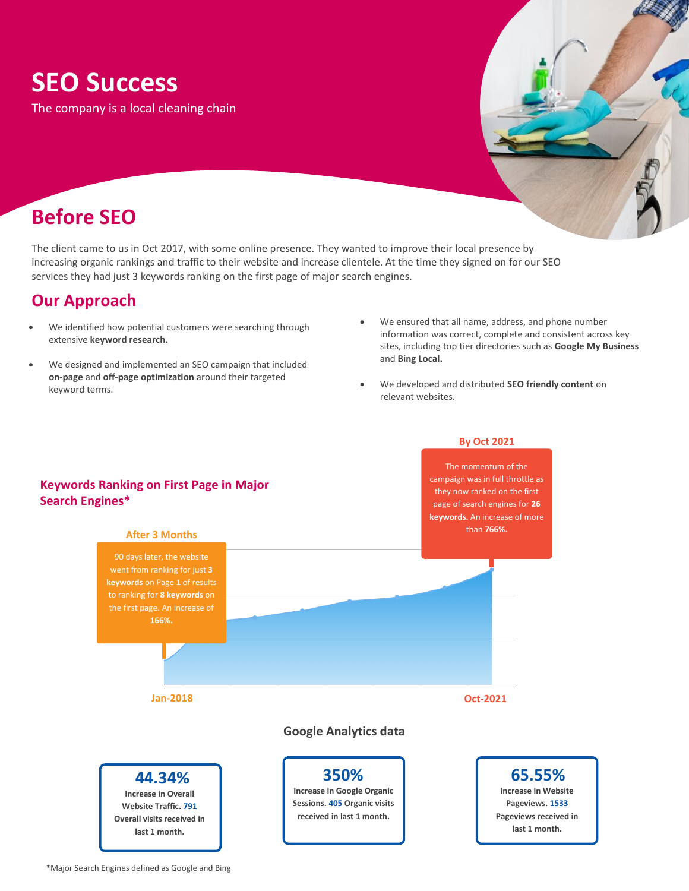# SEO Success

The company is a local cleaning chain

## Before SEO

The client came to us in Oct 2017, with some online presence. They wanted to improve their local presence by increasing organic rankings and traffic to their website and increase clientele. At the time they signed on for our SEO services they had just 3 keywords ranking on the first page of major search engines.

## Our Approach

- We identified how potential customers were searching through extensive **keyword research.**
- We designed and implemented an SEO campaign that included **on-page** and **off-page optimization** around their targeted keyword terms.
- We ensured that all name, address, and phone number information was correct, complete and consistent across key sites, including top tier directories such as **Google My Business** and **Bing Local.**
- We developed and distributed **SEO friendly content** on relevant websites.

### Keywords Ranking on First Page in Major Search Engines*

**After 3 Months**

90 days later, the website went from ranking for just **3 keywords** on Page 1 of results to ranking for **8 keywords** on the first page. An increase of **166%.**

**By Oct 2021**

The momentum of the campaign was in full throttle as they now ranked on the first page of search engines for **26 keywords.** An increase of more than **766%.**

Jan-2018

Oct-2021

### Google Analytics data

**44.34%**
**Increase in Overall Website Traffic. 791 Overall visits received in last 1 month.**

**350%**
**Increase in Google Organic Sessions. 405 Organic visits received in last 1 month.**

**65.55%**
**Increase in Website Pageviews. 1533 Pageviews received in last 1 month.**

*Major Search Engines defined as Google and Bing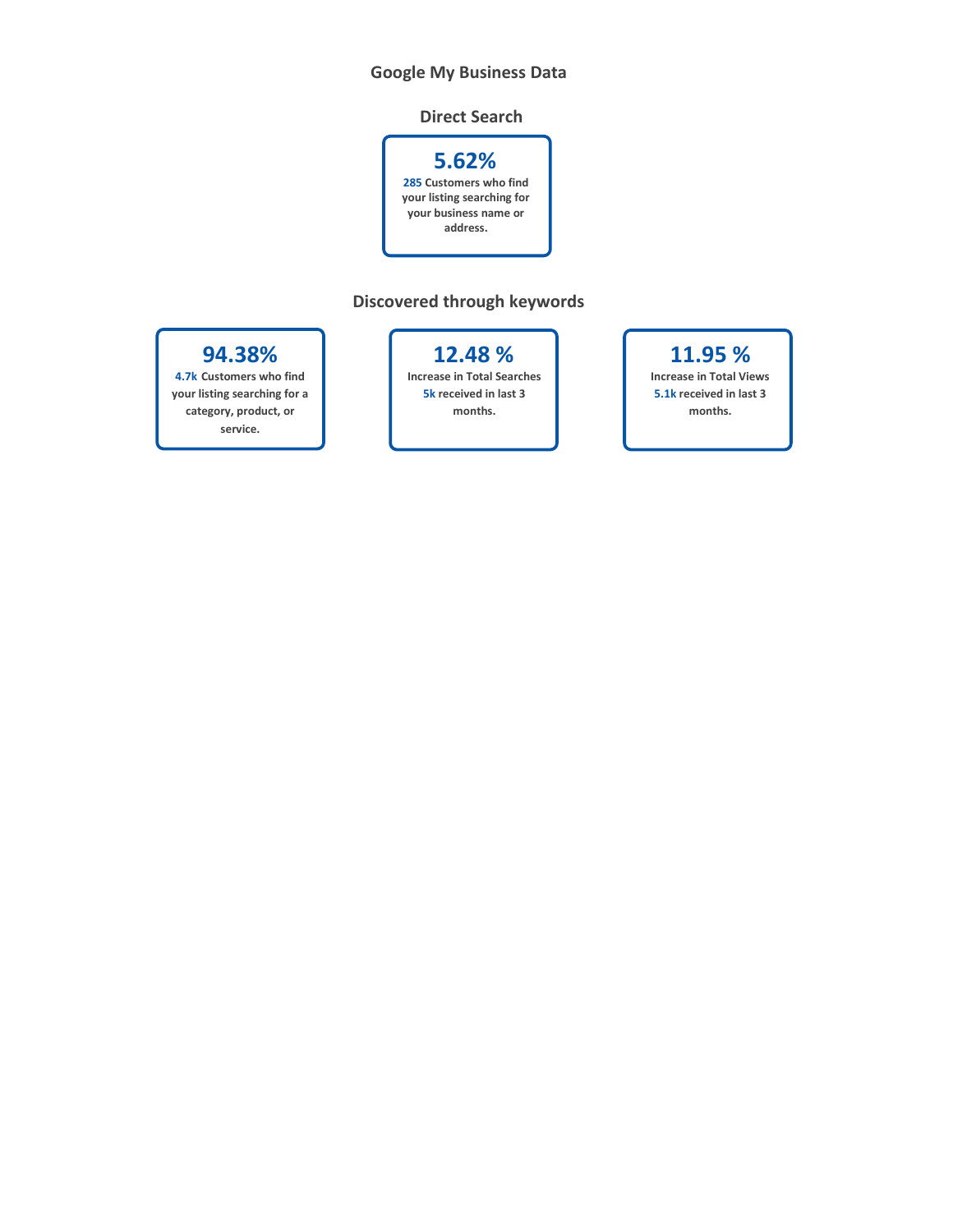# Google My Business Data

## Direct Search

**5.62%**

**285** Customers who find your listing searching for your business name or address.

## Discovered through keywords

**94.38%**

**4.7k** Customers who find your listing searching for a category, product, or service.

**12.48 %**

Increase in Total Searches **5k** received in last 3 months.

**11.95 %**

Increase in Total Views **5.1k** received in last 3 months.